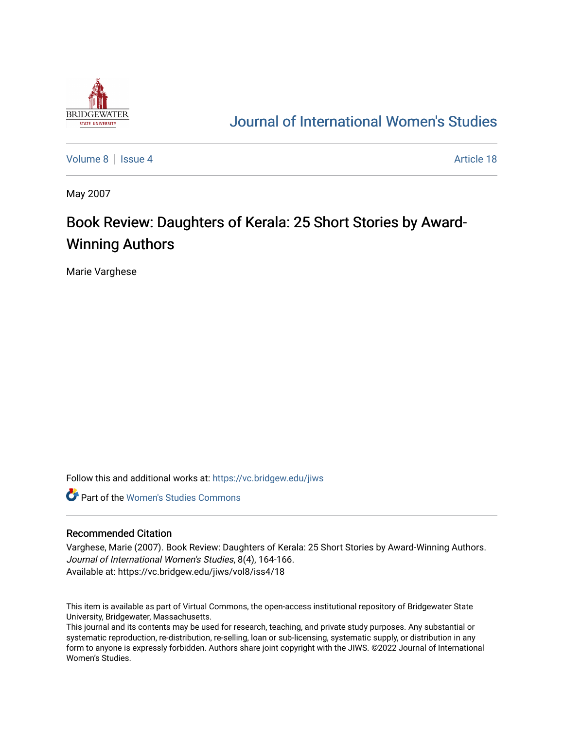Journal of International Women's Studies

Volume 8 | Issue 4 Article 18

May 2007

# Book Review: Daughters of Kerala: 25 Short Stories by Award-Winning Authors

Marie Varghese

Follow this and additional works at: https://vc.bridgew.edu/jiws

Part of the Women's Studies Commons

## Recommended Citation

Varghese, Marie (2007). Book Review: Daughters of Kerala: 25 Short Stories by Award-Winning Authors. *Journal of International Women's Studies*, 8(4), 164-166.
Available at: https://vc.bridgew.edu/jiws/vol8/iss4/18

This item is available as part of Virtual Commons, the open-access institutional repository of Bridgewater State University, Bridgewater, Massachusetts.
This journal and its contents may be used for research, teaching, and private study purposes. Any substantial or systematic reproduction, re-distribution, re-selling, loan or sub-licensing, systematic supply, or distribution in any form to anyone is expressly forbidden. Authors share joint copyright with the JIWS. ©2022 Journal of International Women's Studies.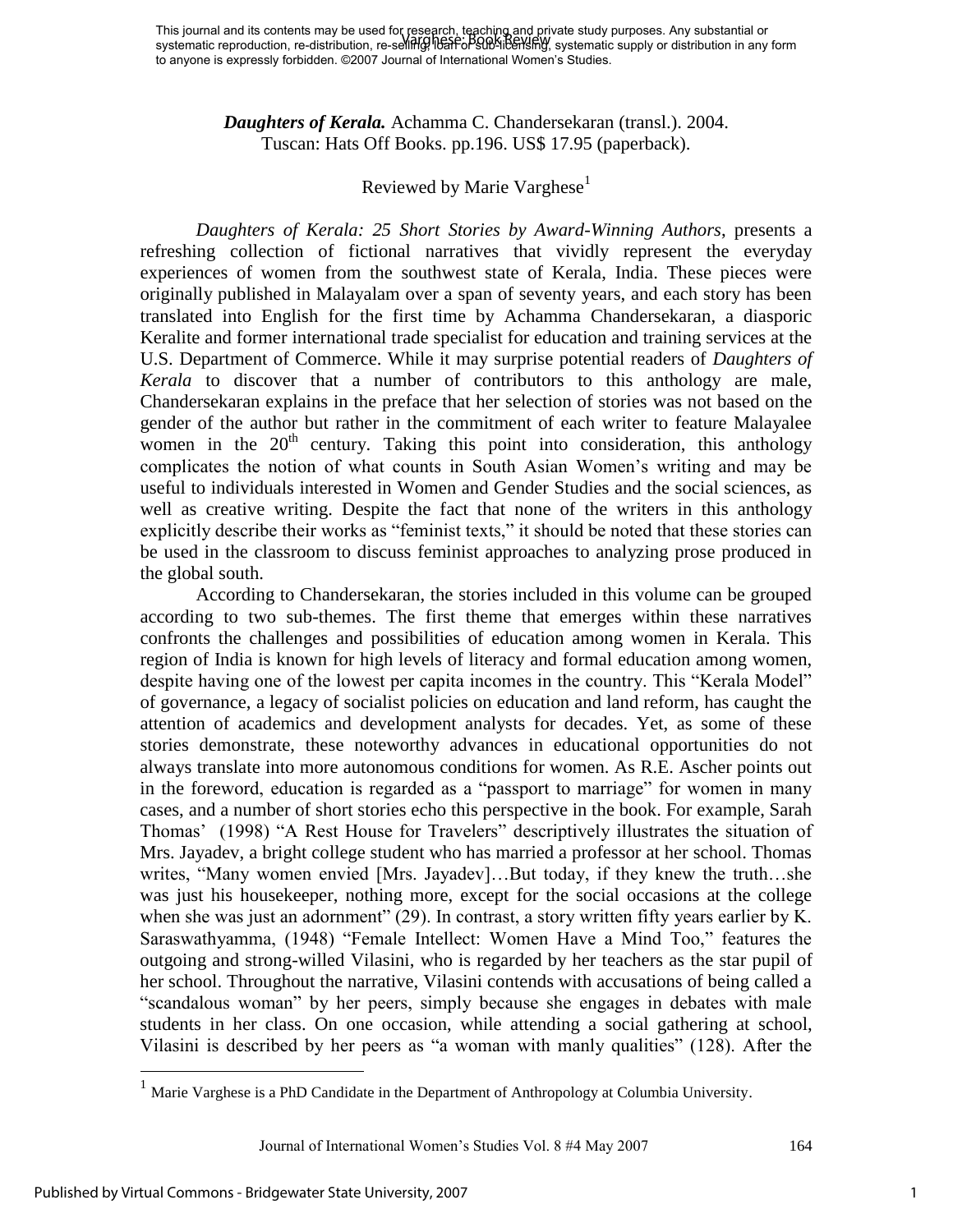This journal and its contents may be used for research, teaching and private study purposes. Any substantial or systematic reproduction, re-distribution, re-selling, loan or sub-licensing, systematic supply or distribution in any form to anyone is expressly forbidden. ©2007 Journal of International Women's Studies.

***Daughters of Kerala.*** Achamma C. Chandersekaran (transl.). 2004. Tuscan: Hats Off Books. pp.196. US$ 17.95 (paperback).

Reviewed by Marie Varghese[1]

*Daughters of Kerala: 25 Short Stories by Award-Winning Authors*, presents a refreshing collection of fictional narratives that vividly represent the everyday experiences of women from the southwest state of Kerala, India. These pieces were originally published in Malayalam over a span of seventy years, and each story has been translated into English for the first time by Achamma Chandersekaran, a diasporic Keralite and former international trade specialist for education and training services at the U.S. Department of Commerce. While it may surprise potential readers of *Daughters of Kerala* to discover that a number of contributors to this anthology are male, Chandersekaran explains in the preface that her selection of stories was not based on the gender of the author but rather in the commitment of each writer to feature Malayalee women in the 20th century. Taking this point into consideration, this anthology complicates the notion of what counts in South Asian Women's writing and may be useful to individuals interested in Women and Gender Studies and the social sciences, as well as creative writing. Despite the fact that none of the writers in this anthology explicitly describe their works as "feminist texts," it should be noted that these stories can be used in the classroom to discuss feminist approaches to analyzing prose produced in the global south.

According to Chandersekaran, the stories included in this volume can be grouped according to two sub-themes. The first theme that emerges within these narratives confronts the challenges and possibilities of education among women in Kerala. This region of India is known for high levels of literacy and formal education among women, despite having one of the lowest per capita incomes in the country. This "Kerala Model" of governance, a legacy of socialist policies on education and land reform, has caught the attention of academics and development analysts for decades. Yet, as some of these stories demonstrate, these noteworthy advances in educational opportunities do not always translate into more autonomous conditions for women. As R.E. Ascher points out in the foreword, education is regarded as a "passport to marriage" for women in many cases, and a number of short stories echo this perspective in the book. For example, Sarah Thomas' (1998) "A Rest House for Travelers" descriptively illustrates the situation of Mrs. Jayadev, a bright college student who has married a professor at her school. Thomas writes, "Many women envied [Mrs. Jayadev]…But today, if they knew the truth…she was just his housekeeper, nothing more, except for the social occasions at the college when she was just an adornment" (29). In contrast, a story written fifty years earlier by K. Saraswathyamma, (1948) "Female Intellect: Women Have a Mind Too," features the outgoing and strong-willed Vilasini, who is regarded by her teachers as the star pupil of her school. Throughout the narrative, Vilasini contends with accusations of being called a "scandalous woman" by her peers, simply because she engages in debates with male students in her class. On one occasion, while attending a social gathering at school, Vilasini is described by her peers as "a woman with manly qualities" (128). After the

[1] Marie Varghese is a PhD Candidate in the Department of Anthropology at Columbia University.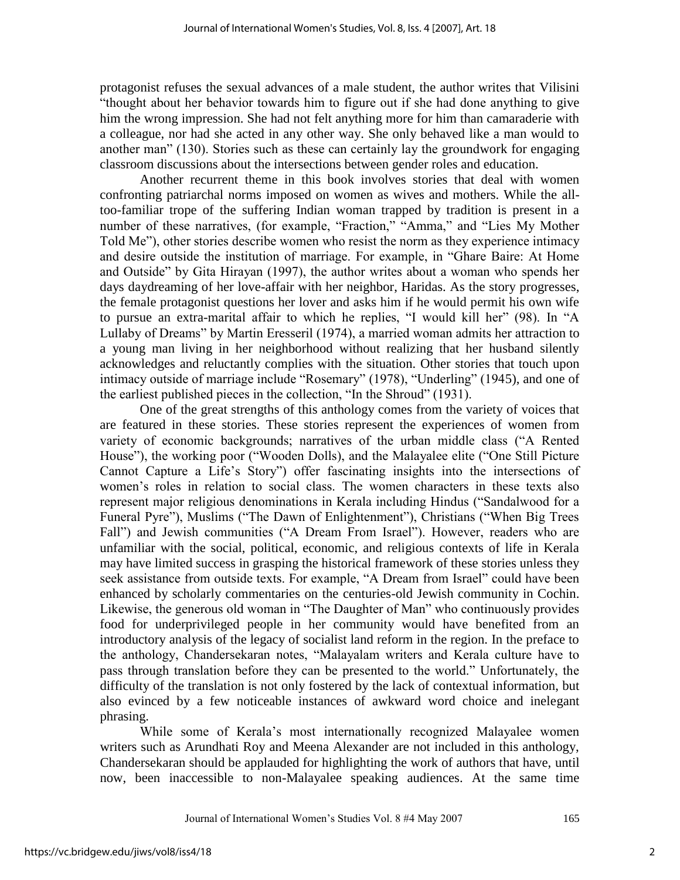protagonist refuses the sexual advances of a male student, the author writes that Vilisini "thought about her behavior towards him to figure out if she had done anything to give him the wrong impression. She had not felt anything more for him than camaraderie with a colleague, nor had she acted in any other way. She only behaved like a man would to another man" (130). Stories such as these can certainly lay the groundwork for engaging classroom discussions about the intersections between gender roles and education.

Another recurrent theme in this book involves stories that deal with women confronting patriarchal norms imposed on women as wives and mothers. While the all-too-familiar trope of the suffering Indian woman trapped by tradition is present in a number of these narratives, (for example, "Fraction," "Amma," and "Lies My Mother Told Me"), other stories describe women who resist the norm as they experience intimacy and desire outside the institution of marriage. For example, in "Ghare Baire: At Home and Outside" by Gita Hirayan (1997), the author writes about a woman who spends her days daydreaming of her love-affair with her neighbor, Haridas. As the story progresses, the female protagonist questions her lover and asks him if he would permit his own wife to pursue an extra-marital affair to which he replies, "I would kill her" (98). In "A Lullaby of Dreams" by Martin Eresseril (1974), a married woman admits her attraction to a young man living in her neighborhood without realizing that her husband silently acknowledges and reluctantly complies with the situation. Other stories that touch upon intimacy outside of marriage include "Rosemary" (1978), "Underling" (1945), and one of the earliest published pieces in the collection, "In the Shroud" (1931).

One of the great strengths of this anthology comes from the variety of voices that are featured in these stories. These stories represent the experiences of women from variety of economic backgrounds; narratives of the urban middle class ("A Rented House"), the working poor ("Wooden Dolls), and the Malayalee elite ("One Still Picture Cannot Capture a Life's Story") offer fascinating insights into the intersections of women's roles in relation to social class. The women characters in these texts also represent major religious denominations in Kerala including Hindus ("Sandalwood for a Funeral Pyre"), Muslims ("The Dawn of Enlightenment"), Christians ("When Big Trees Fall") and Jewish communities ("A Dream From Israel"). However, readers who are unfamiliar with the social, political, economic, and religious contexts of life in Kerala may have limited success in grasping the historical framework of these stories unless they seek assistance from outside texts. For example, "A Dream from Israel" could have been enhanced by scholarly commentaries on the centuries-old Jewish community in Cochin. Likewise, the generous old woman in "The Daughter of Man" who continuously provides food for underprivileged people in her community would have benefited from an introductory analysis of the legacy of socialist land reform in the region. In the preface to the anthology, Chandersekaran notes, "Malayalam writers and Kerala culture have to pass through translation before they can be presented to the world." Unfortunately, the difficulty of the translation is not only fostered by the lack of contextual information, but also evinced by a few noticeable instances of awkward word choice and inelegant phrasing.

While some of Kerala's most internationally recognized Malayalee women writers such as Arundhati Roy and Meena Alexander are not included in this anthology, Chandersekaran should be applauded for highlighting the work of authors that have, until now, been inaccessible to non-Malayalee speaking audiences. At the same time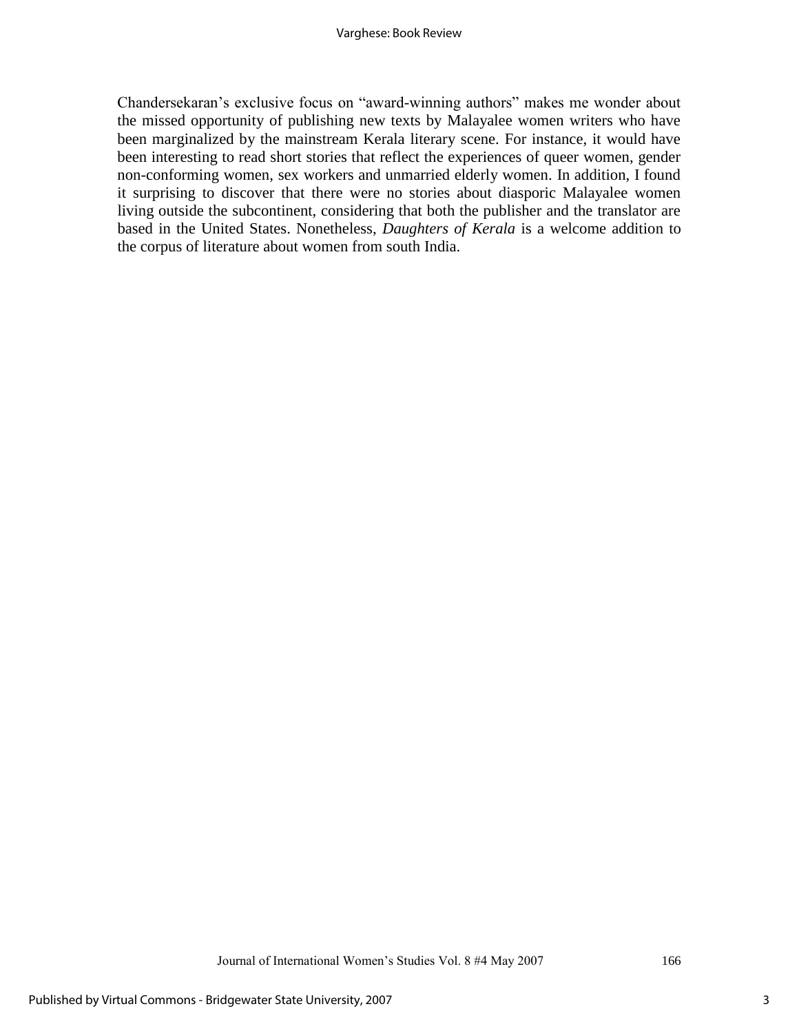Chandersekaran's exclusive focus on "award-winning authors" makes me wonder about the missed opportunity of publishing new texts by Malayalee women writers who have been marginalized by the mainstream Kerala literary scene. For instance, it would have been interesting to read short stories that reflect the experiences of queer women, gender non-conforming women, sex workers and unmarried elderly women. In addition, I found it surprising to discover that there were no stories about diasporic Malayalee women living outside the subcontinent, considering that both the publisher and the translator are based in the United States. Nonetheless, *Daughters of Kerala* is a welcome addition to the corpus of literature about women from south India.